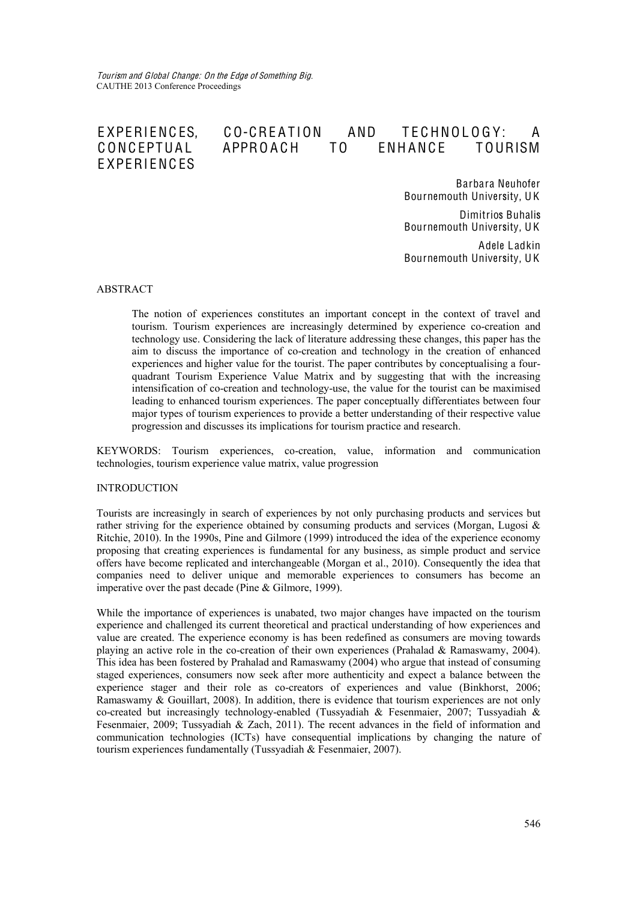# EXPERIENCES, CO-CREATION AND TECHNOLOGY: A CONCEPTUAL APPROACH TO ENHANCE TOURISM EXPERIENCES

Barbara Neuhofer
Bournemouth University, UK

Dimitrios Buhalis
Bournemouth University, UK

Adele Ladkin
Bournemouth University, UK

## ABSTRACT

The notion of experiences constitutes an important concept in the context of travel and tourism. Tourism experiences are increasingly determined by experience co-creation and technology use. Considering the lack of literature addressing these changes, this paper has the aim to discuss the importance of co-creation and technology in the creation of enhanced experiences and higher value for the tourist. The paper contributes by conceptualising a four-quadrant Tourism Experience Value Matrix and by suggesting that with the increasing intensification of co-creation and technology-use, the value for the tourist can be maximised leading to enhanced tourism experiences. The paper conceptually differentiates between four major types of tourism experiences to provide a better understanding of their respective value progression and discusses its implications for tourism practice and research.

KEYWORDS: Tourism experiences, co-creation, value, information and communication technologies, tourism experience value matrix, value progression

## INTRODUCTION

Tourists are increasingly in search of experiences by not only purchasing products and services but rather striving for the experience obtained by consuming products and services (Morgan, Lugosi & Ritchie, 2010). In the 1990s, Pine and Gilmore (1999) introduced the idea of the experience economy proposing that creating experiences is fundamental for any business, as simple product and service offers have become replicated and interchangeable (Morgan et al., 2010). Consequently the idea that companies need to deliver unique and memorable experiences to consumers has become an imperative over the past decade (Pine & Gilmore, 1999).

While the importance of experiences is unabated, two major changes have impacted on the tourism experience and challenged its current theoretical and practical understanding of how experiences and value are created. The experience economy is has been redefined as consumers are moving towards playing an active role in the co-creation of their own experiences (Prahalad & Ramaswamy, 2004). This idea has been fostered by Prahalad and Ramaswamy (2004) who argue that instead of consuming staged experiences, consumers now seek after more authenticity and expect a balance between the experience stager and their role as co-creators of experiences and value (Binkhorst, 2006; Ramaswamy & Gouillart, 2008). In addition, there is evidence that tourism experiences are not only co-created but increasingly technology-enabled (Tussyadiah & Fesenmaier, 2007; Tussyadiah & Fesenmaier, 2009; Tussyadiah & Zach, 2011). The recent advances in the field of information and communication technologies (ICTs) have consequential implications by changing the nature of tourism experiences fundamentally (Tussyadiah & Fesenmaier, 2007).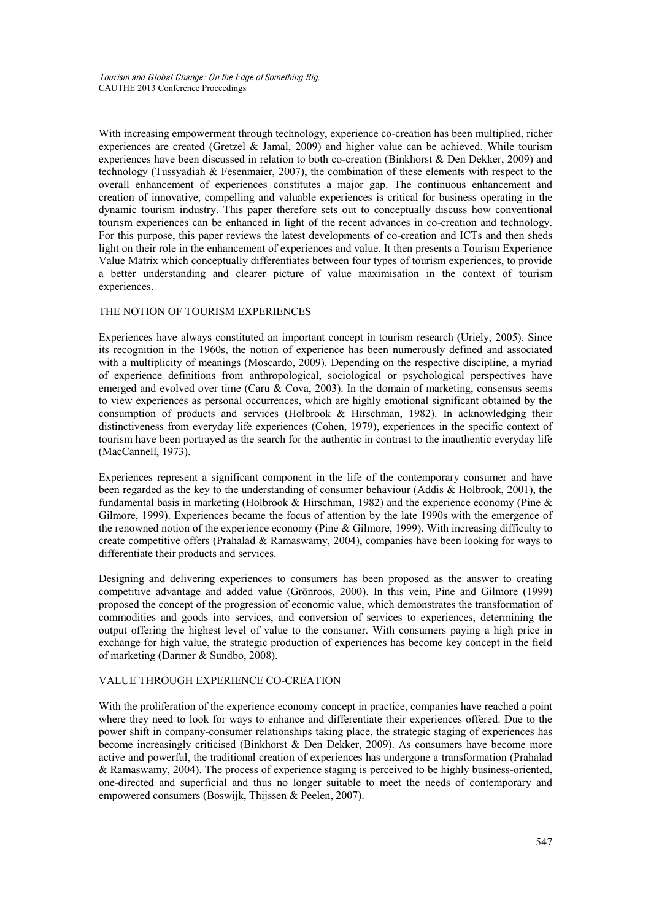With increasing empowerment through technology, experience co-creation has been multiplied, richer experiences are created (Gretzel & Jamal, 2009) and higher value can be achieved. While tourism experiences have been discussed in relation to both co-creation (Binkhorst & Den Dekker, 2009) and technology (Tussyadiah & Fesenmaier, 2007), the combination of these elements with respect to the overall enhancement of experiences constitutes a major gap. The continuous enhancement and creation of innovative, compelling and valuable experiences is critical for business operating in the dynamic tourism industry. This paper therefore sets out to conceptually discuss how conventional tourism experiences can be enhanced in light of the recent advances in co-creation and technology. For this purpose, this paper reviews the latest developments of co-creation and ICTs and then sheds light on their role in the enhancement of experiences and value. It then presents a Tourism Experience Value Matrix which conceptually differentiates between four types of tourism experiences, to provide a better understanding and clearer picture of value maximisation in the context of tourism experiences.

## THE NOTION OF TOURISM EXPERIENCES

Experiences have always constituted an important concept in tourism research (Uriely, 2005). Since its recognition in the 1960s, the notion of experience has been numerously defined and associated with a multiplicity of meanings (Moscardo, 2009). Depending on the respective discipline, a myriad of experience definitions from anthropological, sociological or psychological perspectives have emerged and evolved over time (Caru & Cova, 2003). In the domain of marketing, consensus seems to view experiences as personal occurrences, which are highly emotional significant obtained by the consumption of products and services (Holbrook & Hirschman, 1982). In acknowledging their distinctiveness from everyday life experiences (Cohen, 1979), experiences in the specific context of tourism have been portrayed as the search for the authentic in contrast to the inauthentic everyday life (MacCannell, 1973).

Experiences represent a significant component in the life of the contemporary consumer and have been regarded as the key to the understanding of consumer behaviour (Addis & Holbrook, 2001), the fundamental basis in marketing (Holbrook & Hirschman, 1982) and the experience economy (Pine & Gilmore, 1999). Experiences became the focus of attention by the late 1990s with the emergence of the renowned notion of the experience economy (Pine & Gilmore, 1999). With increasing difficulty to create competitive offers (Prahalad & Ramaswamy, 2004), companies have been looking for ways to differentiate their products and services.

Designing and delivering experiences to consumers has been proposed as the answer to creating competitive advantage and added value (Grönroos, 2000). In this vein, Pine and Gilmore (1999) proposed the concept of the progression of economic value, which demonstrates the transformation of commodities and goods into services, and conversion of services to experiences, determining the output offering the highest level of value to the consumer. With consumers paying a high price in exchange for high value, the strategic production of experiences has become key concept in the field of marketing (Darmer & Sundbo, 2008).

## VALUE THROUGH EXPERIENCE CO-CREATION

With the proliferation of the experience economy concept in practice, companies have reached a point where they need to look for ways to enhance and differentiate their experiences offered. Due to the power shift in company-consumer relationships taking place, the strategic staging of experiences has become increasingly criticised (Binkhorst & Den Dekker, 2009). As consumers have become more active and powerful, the traditional creation of experiences has undergone a transformation (Prahalad & Ramaswamy, 2004). The process of experience staging is perceived to be highly business-oriented, one-directed and superficial and thus no longer suitable to meet the needs of contemporary and empowered consumers (Boswijk, Thijssen & Peelen, 2007).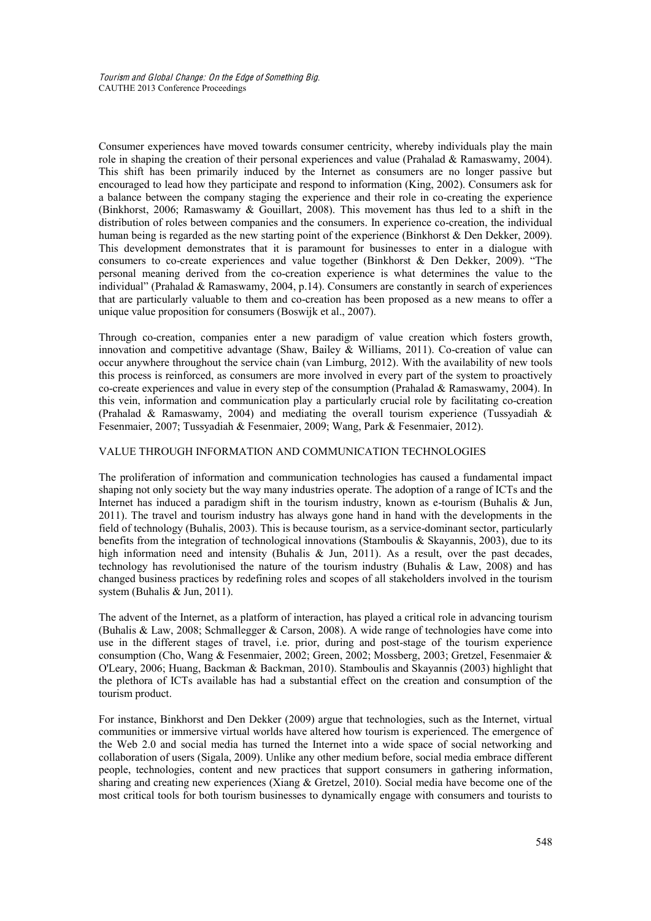Consumer experiences have moved towards consumer centricity, whereby individuals play the main role in shaping the creation of their personal experiences and value (Prahalad & Ramaswamy, 2004). This shift has been primarily induced by the Internet as consumers are no longer passive but encouraged to lead how they participate and respond to information (King, 2002). Consumers ask for a balance between the company staging the experience and their role in co-creating the experience (Binkhorst, 2006; Ramaswamy & Gouillart, 2008). This movement has thus led to a shift in the distribution of roles between companies and the consumers. In experience co-creation, the individual human being is regarded as the new starting point of the experience (Binkhorst & Den Dekker, 2009). This development demonstrates that it is paramount for businesses to enter in a dialogue with consumers to co-create experiences and value together (Binkhorst & Den Dekker, 2009). "The personal meaning derived from the co-creation experience is what determines the value to the individual" (Prahalad & Ramaswamy, 2004, p.14). Consumers are constantly in search of experiences that are particularly valuable to them and co-creation has been proposed as a new means to offer a unique value proposition for consumers (Boswijk et al., 2007).

Through co-creation, companies enter a new paradigm of value creation which fosters growth, innovation and competitive advantage (Shaw, Bailey & Williams, 2011). Co-creation of value can occur anywhere throughout the service chain (van Limburg, 2012). With the availability of new tools this process is reinforced, as consumers are more involved in every part of the system to proactively co-create experiences and value in every step of the consumption (Prahalad & Ramaswamy, 2004). In this vein, information and communication play a particularly crucial role by facilitating co-creation (Prahalad & Ramaswamy, 2004) and mediating the overall tourism experience (Tussyadiah & Fesenmaier, 2007; Tussyadiah & Fesenmaier, 2009; Wang, Park & Fesenmaier, 2012).

## VALUE THROUGH INFORMATION AND COMMUNICATION TECHNOLOGIES

The proliferation of information and communication technologies has caused a fundamental impact shaping not only society but the way many industries operate. The adoption of a range of ICTs and the Internet has induced a paradigm shift in the tourism industry, known as e-tourism (Buhalis & Jun, 2011). The travel and tourism industry has always gone hand in hand with the developments in the field of technology (Buhalis, 2003). This is because tourism, as a service-dominant sector, particularly benefits from the integration of technological innovations (Stamboulis & Skayannis, 2003), due to its high information need and intensity (Buhalis & Jun, 2011). As a result, over the past decades, technology has revolutionised the nature of the tourism industry (Buhalis & Law, 2008) and has changed business practices by redefining roles and scopes of all stakeholders involved in the tourism system (Buhalis & Jun, 2011).

The advent of the Internet, as a platform of interaction, has played a critical role in advancing tourism (Buhalis & Law, 2008; Schmallegger & Carson, 2008). A wide range of technologies have come into use in the different stages of travel, i.e. prior, during and post-stage of the tourism experience consumption (Cho, Wang & Fesenmaier, 2002; Green, 2002; Mossberg, 2003; Gretzel, Fesenmaier & O'Leary, 2006; Huang, Backman & Backman, 2010). Stamboulis and Skayannis (2003) highlight that the plethora of ICTs available has had a substantial effect on the creation and consumption of the tourism product.

For instance, Binkhorst and Den Dekker (2009) argue that technologies, such as the Internet, virtual communities or immersive virtual worlds have altered how tourism is experienced. The emergence of the Web 2.0 and social media has turned the Internet into a wide space of social networking and collaboration of users (Sigala, 2009). Unlike any other medium before, social media embrace different people, technologies, content and new practices that support consumers in gathering information, sharing and creating new experiences (Xiang & Gretzel, 2010). Social media have become one of the most critical tools for both tourism businesses to dynamically engage with consumers and tourists to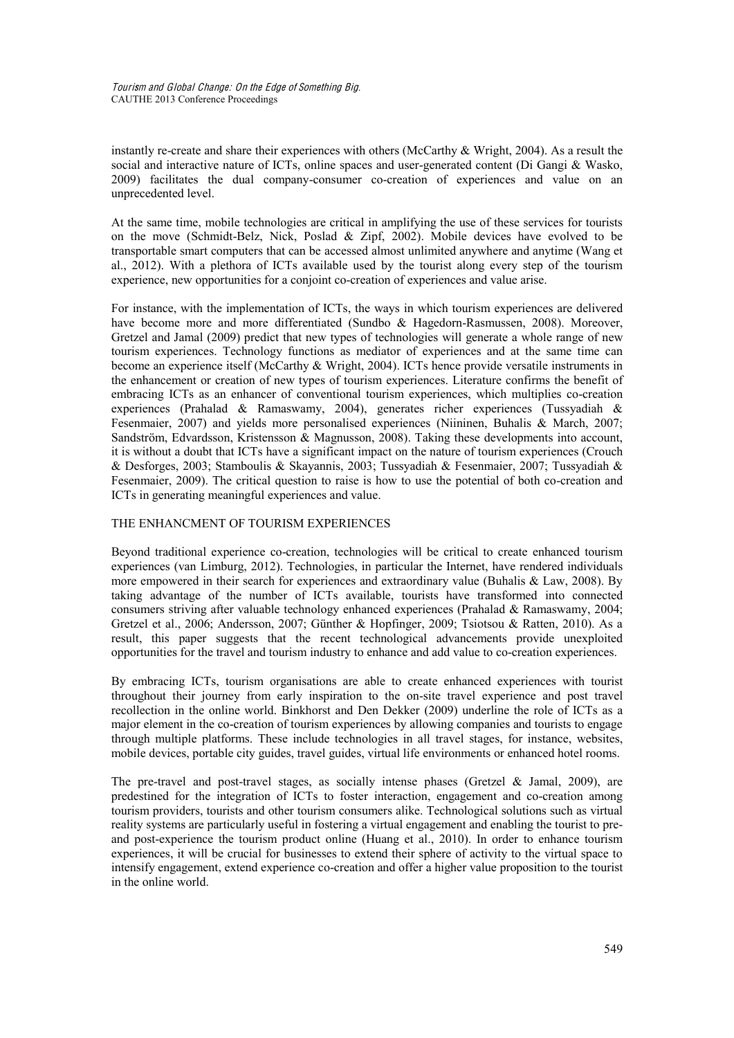instantly re-create and share their experiences with others (McCarthy & Wright, 2004). As a result the social and interactive nature of ICTs, online spaces and user-generated content (Di Gangi & Wasko, 2009) facilitates the dual company-consumer co-creation of experiences and value on an unprecedented level.

At the same time, mobile technologies are critical in amplifying the use of these services for tourists on the move (Schmidt-Belz, Nick, Poslad & Zipf, 2002). Mobile devices have evolved to be transportable smart computers that can be accessed almost unlimited anywhere and anytime (Wang et al., 2012). With a plethora of ICTs available used by the tourist along every step of the tourism experience, new opportunities for a conjoint co-creation of experiences and value arise.

For instance, with the implementation of ICTs, the ways in which tourism experiences are delivered have become more and more differentiated (Sundbo & Hagedorn-Rasmussen, 2008). Moreover, Gretzel and Jamal (2009) predict that new types of technologies will generate a whole range of new tourism experiences. Technology functions as mediator of experiences and at the same time can become an experience itself (McCarthy & Wright, 2004). ICTs hence provide versatile instruments in the enhancement or creation of new types of tourism experiences. Literature confirms the benefit of embracing ICTs as an enhancer of conventional tourism experiences, which multiplies co-creation experiences (Prahalad & Ramaswamy, 2004), generates richer experiences (Tussyadiah & Fesenmaier, 2007) and yields more personalised experiences (Niininen, Buhalis & March, 2007; Sandström, Edvardsson, Kristensson & Magnusson, 2008). Taking these developments into account, it is without a doubt that ICTs have a significant impact on the nature of tourism experiences (Crouch & Desforges, 2003; Stamboulis & Skayannis, 2003; Tussyadiah & Fesenmaier, 2007; Tussyadiah & Fesenmaier, 2009). The critical question to raise is how to use the potential of both co-creation and ICTs in generating meaningful experiences and value.

## THE ENHANCMENT OF TOURISM EXPERIENCES

Beyond traditional experience co-creation, technologies will be critical to create enhanced tourism experiences (van Limburg, 2012). Technologies, in particular the Internet, have rendered individuals more empowered in their search for experiences and extraordinary value (Buhalis & Law, 2008). By taking advantage of the number of ICTs available, tourists have transformed into connected consumers striving after valuable technology enhanced experiences (Prahalad & Ramaswamy, 2004; Gretzel et al., 2006; Andersson, 2007; Günther & Hopfinger, 2009; Tsiotsou & Ratten, 2010). As a result, this paper suggests that the recent technological advancements provide unexploited opportunities for the travel and tourism industry to enhance and add value to co-creation experiences.

By embracing ICTs, tourism organisations are able to create enhanced experiences with tourist throughout their journey from early inspiration to the on-site travel experience and post travel recollection in the online world. Binkhorst and Den Dekker (2009) underline the role of ICTs as a major element in the co-creation of tourism experiences by allowing companies and tourists to engage through multiple platforms. These include technologies in all travel stages, for instance, websites, mobile devices, portable city guides, travel guides, virtual life environments or enhanced hotel rooms.

The pre-travel and post-travel stages, as socially intense phases (Gretzel & Jamal, 2009), are predestined for the integration of ICTs to foster interaction, engagement and co-creation among tourism providers, tourists and other tourism consumers alike. Technological solutions such as virtual reality systems are particularly useful in fostering a virtual engagement and enabling the tourist to pre- and post-experience the tourism product online (Huang et al., 2010). In order to enhance tourism experiences, it will be crucial for businesses to extend their sphere of activity to the virtual space to intensify engagement, extend experience co-creation and offer a higher value proposition to the tourist in the online world.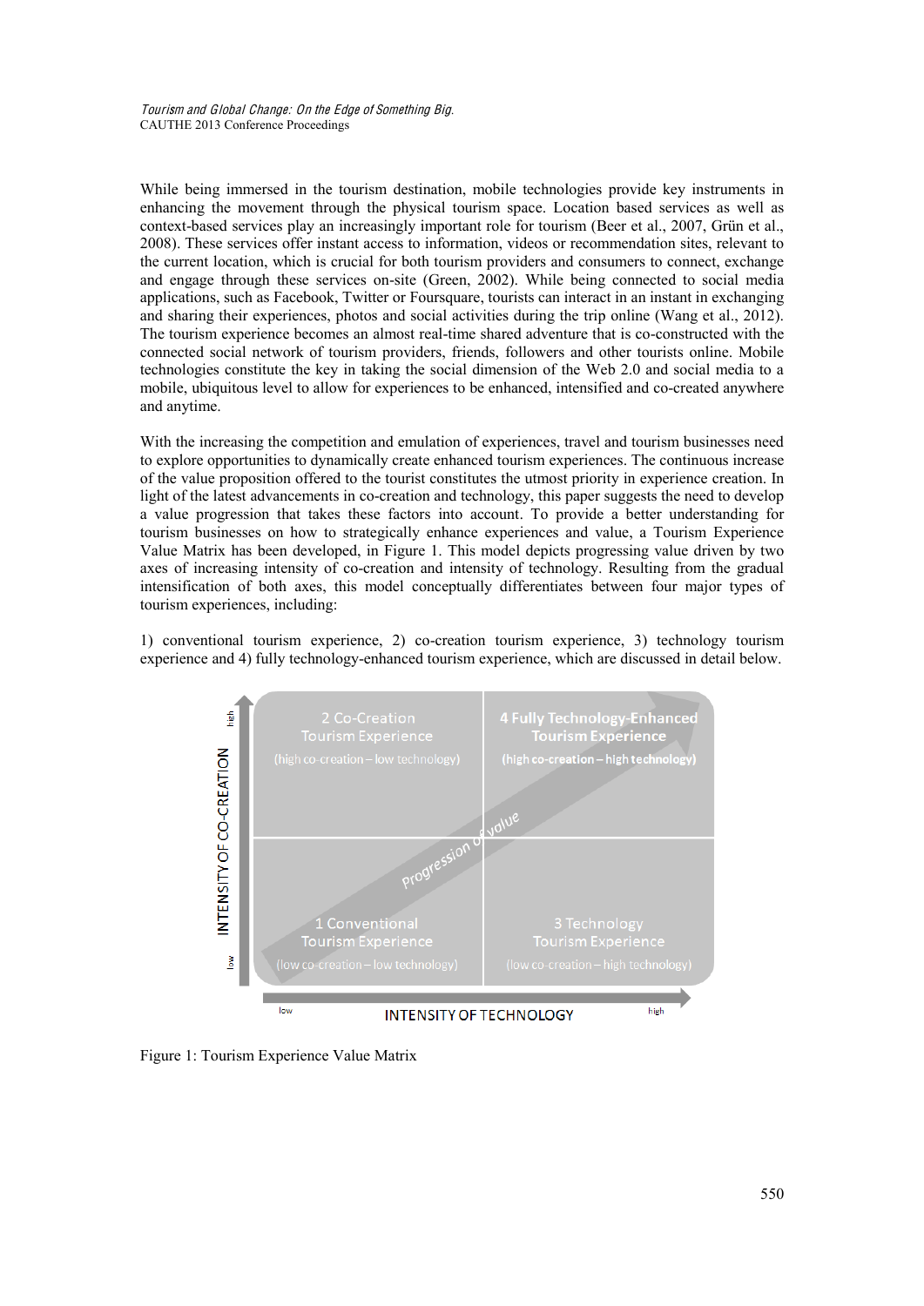While being immersed in the tourism destination, mobile technologies provide key instruments in enhancing the movement through the physical tourism space. Location based services as well as context-based services play an increasingly important role for tourism (Beer et al., 2007, Grün et al., 2008). These services offer instant access to information, videos or recommendation sites, relevant to the current location, which is crucial for both tourism providers and consumers to connect, exchange and engage through these services on-site (Green, 2002). While being connected to social media applications, such as Facebook, Twitter or Foursquare, tourists can interact in an instant in exchanging and sharing their experiences, photos and social activities during the trip online (Wang et al., 2012). The tourism experience becomes an almost real-time shared adventure that is co-constructed with the connected social network of tourism providers, friends, followers and other tourists online. Mobile technologies constitute the key in taking the social dimension of the Web 2.0 and social media to a mobile, ubiquitous level to allow for experiences to be enhanced, intensified and co-created anywhere and anytime.

With the increasing the competition and emulation of experiences, travel and tourism businesses need to explore opportunities to dynamically create enhanced tourism experiences. The continuous increase of the value proposition offered to the tourist constitutes the utmost priority in experience creation. In light of the latest advancements in co-creation and technology, this paper suggests the need to develop a value progression that takes these factors into account. To provide a better understanding for tourism businesses on how to strategically enhance experiences and value, a Tourism Experience Value Matrix has been developed, in Figure 1. This model depicts progressing value driven by two axes of increasing intensity of co-creation and intensity of technology. Resulting from the gradual intensification of both axes, this model conceptually differentiates between four major types of tourism experiences, including:

1) conventional tourism experience, 2) co-creation tourism experience, 3) technology tourism experience and 4) fully technology-enhanced tourism experience, which are discussed in detail below.

Figure 1: Tourism Experience Value Matrix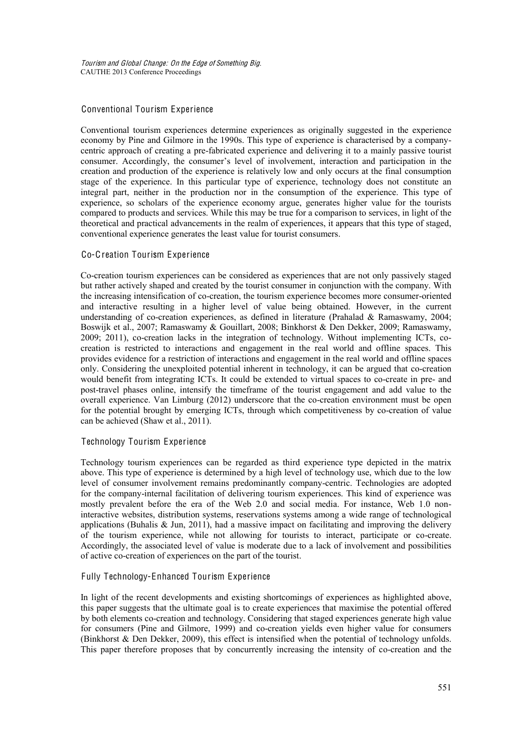### Conventional Tourism Experience

Conventional tourism experiences determine experiences as originally suggested in the experience economy by Pine and Gilmore in the 1990s. This type of experience is characterised by a company-centric approach of creating a pre-fabricated experience and delivering it to a mainly passive tourist consumer. Accordingly, the consumer's level of involvement, interaction and participation in the creation and production of the experience is relatively low and only occurs at the final consumption stage of the experience. In this particular type of experience, technology does not constitute an integral part, neither in the production nor in the consumption of the experience. This type of experience, so scholars of the experience economy argue, generates higher value for the tourists compared to products and services. While this may be true for a comparison to services, in light of the theoretical and practical advancements in the realm of experiences, it appears that this type of staged, conventional experience generates the least value for tourist consumers.

### Co-Creation Tourism Experience

Co-creation tourism experiences can be considered as experiences that are not only passively staged but rather actively shaped and created by the tourist consumer in conjunction with the company. With the increasing intensification of co-creation, the tourism experience becomes more consumer-oriented and interactive resulting in a higher level of value being obtained. However, in the current understanding of co-creation experiences, as defined in literature (Prahalad & Ramaswamy, 2004; Boswijk et al., 2007; Ramaswamy & Gouillart, 2008; Binkhorst & Den Dekker, 2009; Ramaswamy, 2009; 2011), co-creation lacks in the integration of technology. Without implementing ICTs, co-creation is restricted to interactions and engagement in the real world and offline spaces. This provides evidence for a restriction of interactions and engagement in the real world and offline spaces only. Considering the unexploited potential inherent in technology, it can be argued that co-creation would benefit from integrating ICTs. It could be extended to virtual spaces to co-create in pre- and post-travel phases online, intensify the timeframe of the tourist engagement and add value to the overall experience. Van Limburg (2012) underscore that the co-creation environment must be open for the potential brought by emerging ICTs, through which competitiveness by co-creation of value can be achieved (Shaw et al., 2011).

### Technology Tourism Experience

Technology tourism experiences can be regarded as third experience type depicted in the matrix above. This type of experience is determined by a high level of technology use, which due to the low level of consumer involvement remains predominantly company-centric. Technologies are adopted for the company-internal facilitation of delivering tourism experiences. This kind of experience was mostly prevalent before the era of the Web 2.0 and social media. For instance, Web 1.0 non-interactive websites, distribution systems, reservations systems among a wide range of technological applications (Buhalis & Jun, 2011), had a massive impact on facilitating and improving the delivery of the tourism experience, while not allowing for tourists to interact, participate or co-create. Accordingly, the associated level of value is moderate due to a lack of involvement and possibilities of active co-creation of experiences on the part of the tourist.

### Fully Technology-Enhanced Tourism Experience

In light of the recent developments and existing shortcomings of experiences as highlighted above, this paper suggests that the ultimate goal is to create experiences that maximise the potential offered by both elements co-creation and technology. Considering that staged experiences generate high value for consumers (Pine and Gilmore, 1999) and co-creation yields even higher value for consumers (Binkhorst & Den Dekker, 2009), this effect is intensified when the potential of technology unfolds. This paper therefore proposes that by concurrently increasing the intensity of co-creation and the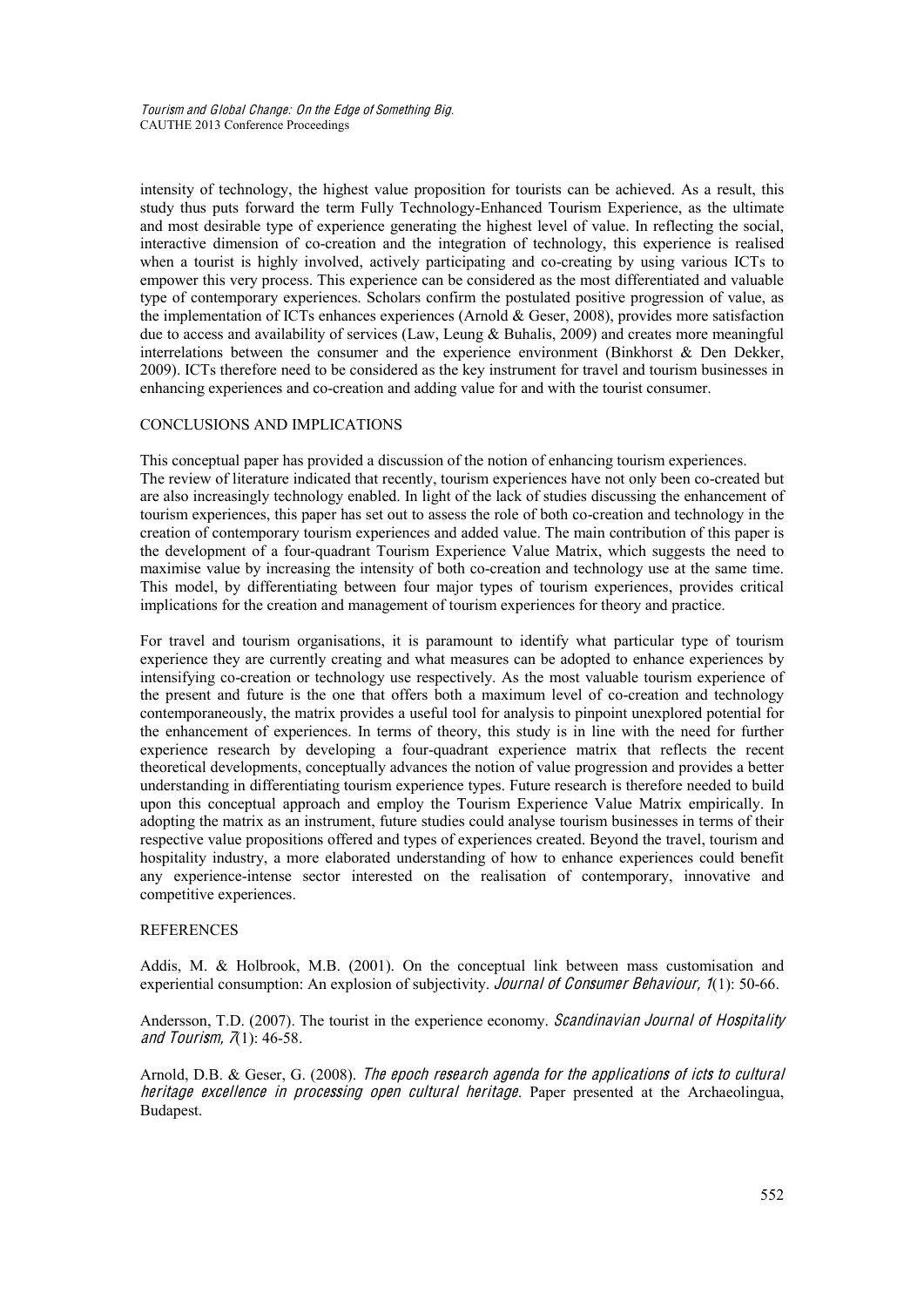intensity of technology, the highest value proposition for tourists can be achieved. As a result, this study thus puts forward the term Fully Technology-Enhanced Tourism Experience, as the ultimate and most desirable type of experience generating the highest level of value. In reflecting the social, interactive dimension of co-creation and the integration of technology, this experience is realised when a tourist is highly involved, actively participating and co-creating by using various ICTs to empower this very process. This experience can be considered as the most differentiated and valuable type of contemporary experiences. Scholars confirm the postulated positive progression of value, as the implementation of ICTs enhances experiences (Arnold & Geser, 2008), provides more satisfaction due to access and availability of services (Law, Leung & Buhalis, 2009) and creates more meaningful interrelations between the consumer and the experience environment (Binkhorst & Den Dekker, 2009). ICTs therefore need to be considered as the key instrument for travel and tourism businesses in enhancing experiences and co-creation and adding value for and with the tourist consumer.

## CONCLUSIONS AND IMPLICATIONS

This conceptual paper has provided a discussion of the notion of enhancing tourism experiences. The review of literature indicated that recently, tourism experiences have not only been co-created but are also increasingly technology enabled. In light of the lack of studies discussing the enhancement of tourism experiences, this paper has set out to assess the role of both co-creation and technology in the creation of contemporary tourism experiences and added value. The main contribution of this paper is the development of a four-quadrant Tourism Experience Value Matrix, which suggests the need to maximise value by increasing the intensity of both co-creation and technology use at the same time. This model, by differentiating between four major types of tourism experiences, provides critical implications for the creation and management of tourism experiences for theory and practice.

For travel and tourism organisations, it is paramount to identify what particular type of tourism experience they are currently creating and what measures can be adopted to enhance experiences by intensifying co-creation or technology use respectively. As the most valuable tourism experience of the present and future is the one that offers both a maximum level of co-creation and technology contemporaneously, the matrix provides a useful tool for analysis to pinpoint unexplored potential for the enhancement of experiences. In terms of theory, this study is in line with the need for further experience research by developing a four-quadrant experience matrix that reflects the recent theoretical developments, conceptually advances the notion of value progression and provides a better understanding in differentiating tourism experience types. Future research is therefore needed to build upon this conceptual approach and employ the Tourism Experience Value Matrix empirically. In adopting the matrix as an instrument, future studies could analyse tourism businesses in terms of their respective value propositions offered and types of experiences created. Beyond the travel, tourism and hospitality industry, a more elaborated understanding of how to enhance experiences could benefit any experience-intense sector interested on the realisation of contemporary, innovative and competitive experiences.

## REFERENCES

Addis, M. & Holbrook, M.B. (2001). On the conceptual link between mass customisation and experiential consumption: An explosion of subjectivity. *Journal of Consumer Behaviour, 1*(1): 50-66.

Andersson, T.D. (2007). The tourist in the experience economy. *Scandinavian Journal of Hospitality and Tourism, 7*(1): 46-58.

Arnold, D.B. & Geser, G. (2008). *The epoch research agenda for the applications of icts to cultural heritage excellence in processing open cultural heritage*. Paper presented at the Archaeolingua, Budapest.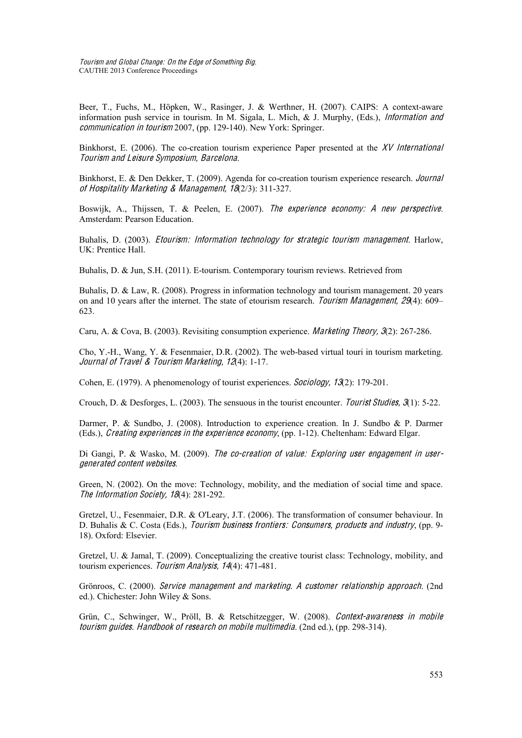Beer, T., Fuchs, M., Höpken, W., Rasinger, J. & Werthner, H. (2007). CAIPS: A context-aware information push service in tourism. In M. Sigala, L. Mich, & J. Murphy, (Eds.), *Information and communication in tourism* 2007, (pp. 129-140). New York: Springer.

Binkhorst, E. (2006). The co-creation tourism experience Paper presented at the *XV International Tourism and Leisure Symposium, Barcelona*.

Binkhorst, E. & Den Dekker, T. (2009). Agenda for co-creation tourism experience research. *Journal of Hospitality Marketing & Management, 18*(2/3): 311-327.

Boswijk, A., Thijssen, T. & Peelen, E. (2007). *The experience economy: A new perspective*. Amsterdam: Pearson Education.

Buhalis, D. (2003). *Etourism: Information technology for strategic tourism management*. Harlow, UK: Prentice Hall.

Buhalis, D. & Jun, S.H. (2011). E-tourism. Contemporary tourism reviews. Retrieved from

Buhalis, D. & Law, R. (2008). Progress in information technology and tourism management. 20 years on and 10 years after the internet. The state of etourism research. *Tourism Management, 29*(4): 609–623.

Caru, A. & Cova, B. (2003). Revisiting consumption experience. *Marketing Theory, 3*(2): 267-286.

Cho, Y.-H., Wang, Y. & Fesenmaier, D.R. (2002). The web-based virtual touri in tourism marketing. *Journal of Travel & Tourism Marketing, 12*(4): 1-17.

Cohen, E. (1979). A phenomenology of tourist experiences. *Sociology, 13*(2): 179-201.

Crouch, D. & Desforges, L. (2003). The sensuous in the tourist encounter. *Tourist Studies, 3*(1): 5-22.

Darmer, P. & Sundbo, J. (2008). Introduction to experience creation. In J. Sundbo & P. Darmer (Eds.), *Creating experiences in the experience economy*, (pp. 1-12). Cheltenham: Edward Elgar.

Di Gangi, P. & Wasko, M. (2009). *The co-creation of value: Exploring user engagement in user-generated content websites*.

Green, N. (2002). On the move: Technology, mobility, and the mediation of social time and space. *The Information Society, 18*(4): 281-292.

Gretzel, U., Fesenmaier, D.R. & O'Leary, J.T. (2006). The transformation of consumer behaviour. In D. Buhalis & C. Costa (Eds.), *Tourism business frontiers: Consumers, products and industry*, (pp. 9-18). Oxford: Elsevier.

Gretzel, U. & Jamal, T. (2009). Conceptualizing the creative tourist class: Technology, mobility, and tourism experiences. *Tourism Analysis, 14*(4): 471-481.

Grönroos, C. (2000). *Service management and marketing. A customer relationship approach*. (2nd ed.). Chichester: John Wiley & Sons.

Grün, C., Schwinger, W., Pröll, B. & Retschitzegger, W. (2008). *Context-awareness in mobile tourism guides. Handbook of research on mobile multimedia*. (2nd ed.), (pp. 298-314).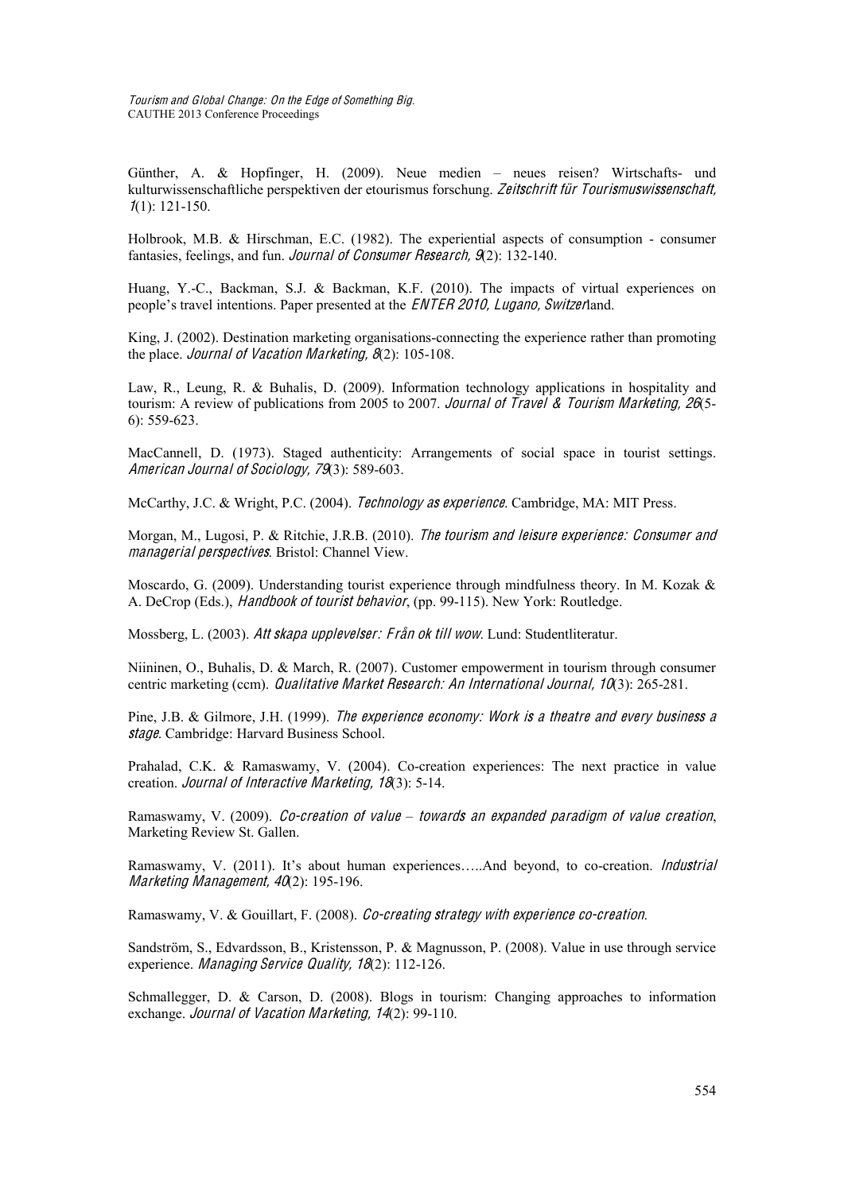Günther, A. & Hopfinger, H. (2009). Neue medien – neues reisen? Wirtschafts- und kulturwissenschaftliche perspektiven der etourismus forschung. *Zeitschrift für Tourismuswissenschaft, 1*(1): 121-150.

Holbrook, M.B. & Hirschman, E.C. (1982). The experiential aspects of consumption - consumer fantasies, feelings, and fun. *Journal of Consumer Research, 9*(2): 132-140.

Huang, Y.-C., Backman, S.J. & Backman, K.F. (2010). The impacts of virtual experiences on people's travel intentions. Paper presented at the *ENTER 2010, Lugano, Switzer*land.

King, J. (2002). Destination marketing organisations-connecting the experience rather than promoting the place. *Journal of Vacation Marketing, 8*(2): 105-108.

Law, R., Leung, R. & Buhalis, D. (2009). Information technology applications in hospitality and tourism: A review of publications from 2005 to 2007. *Journal of Travel & Tourism Marketing, 26*(5-6): 559-623.

MacCannell, D. (1973). Staged authenticity: Arrangements of social space in tourist settings. *American Journal of Sociology, 79*(3): 589-603.

McCarthy, J.C. & Wright, P.C. (2004). *Technology as experience*. Cambridge, MA: MIT Press.

Morgan, M., Lugosi, P. & Ritchie, J.R.B. (2010). *The tourism and leisure experience: Consumer and managerial perspectives*. Bristol: Channel View.

Moscardo, G. (2009). Understanding tourist experience through mindfulness theory. In M. Kozak & A. DeCrop (Eds.), *Handbook of tourist behavior*, (pp. 99-115). New York: Routledge.

Mossberg, L. (2003). *Att skapa upplevelser: Från ok till wow*. Lund: Studentliteratur.

Niininen, O., Buhalis, D. & March, R. (2007). Customer empowerment in tourism through consumer centric marketing (ccm). *Qualitative Market Research: An International Journal, 10*(3): 265-281.

Pine, J.B. & Gilmore, J.H. (1999). *The experience economy: Work is a theatre and every business a stage*. Cambridge: Harvard Business School.

Prahalad, C.K. & Ramaswamy, V. (2004). Co-creation experiences: The next practice in value creation. *Journal of Interactive Marketing, 18*(3): 5-14.

Ramaswamy, V. (2009). *Co-creation of value – towards an expanded paradigm of value creation*, Marketing Review St. Gallen.

Ramaswamy, V. (2011). It's about human experiences…..And beyond, to co-creation. *Industrial Marketing Management, 40*(2): 195-196.

Ramaswamy, V. & Gouillart, F. (2008). *Co-creating strategy with experience co-creation*.

Sandström, S., Edvardsson, B., Kristensson, P. & Magnusson, P. (2008). Value in use through service experience. *Managing Service Quality, 18*(2): 112-126.

Schmallegger, D. & Carson, D. (2008). Blogs in tourism: Changing approaches to information exchange. *Journal of Vacation Marketing, 14*(2): 99-110.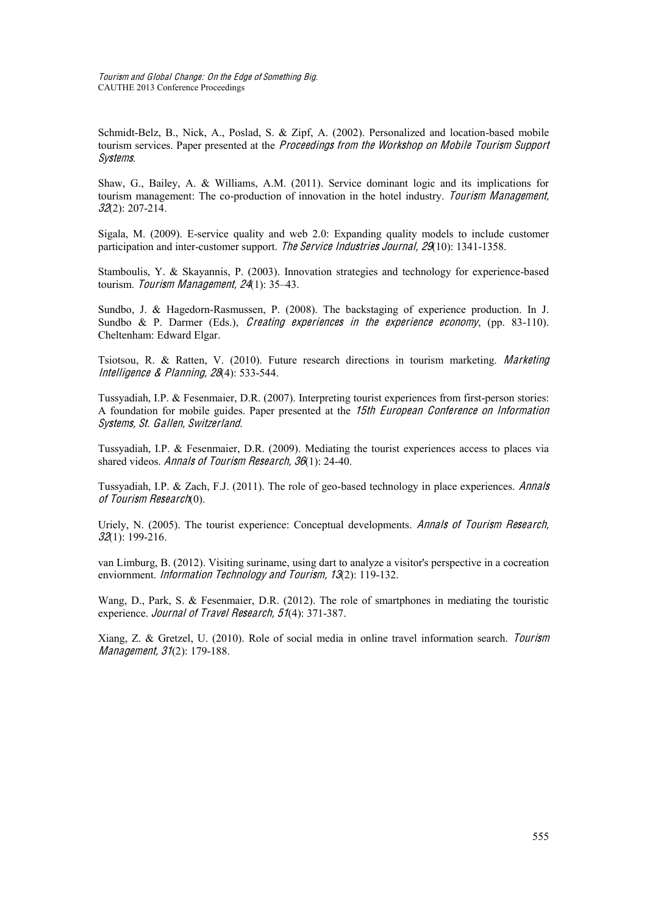Schmidt-Belz, B., Nick, A., Poslad, S. & Zipf, A. (2002). Personalized and location-based mobile tourism services. Paper presented at the *Proceedings from the Workshop on Mobile Tourism Support Systems*.

Shaw, G., Bailey, A. & Williams, A.M. (2011). Service dominant logic and its implications for tourism management: The co-production of innovation in the hotel industry. *Tourism Management, 32*(2): 207-214.

Sigala, M. (2009). E-service quality and web 2.0: Expanding quality models to include customer participation and inter-customer support. *The Service Industries Journal, 29*(10): 1341-1358.

Stamboulis, Y. & Skayannis, P. (2003). Innovation strategies and technology for experience-based tourism. *Tourism Management, 24*(1): 35–43.

Sundbo, J. & Hagedorn-Rasmussen, P. (2008). The backstaging of experience production. In J. Sundbo & P. Darmer (Eds.), *Creating experiences in the experience economy*, (pp. 83-110). Cheltenham: Edward Elgar.

Tsiotsou, R. & Ratten, V. (2010). Future research directions in tourism marketing. *Marketing Intelligence & Planning, 28*(4): 533-544.

Tussyadiah, I.P. & Fesenmaier, D.R. (2007). Interpreting tourist experiences from first-person stories: A foundation for mobile guides. Paper presented at the *15th European Conference on Information Systems, St. Gallen, Switzerland*.

Tussyadiah, I.P. & Fesenmaier, D.R. (2009). Mediating the tourist experiences access to places via shared videos. *Annals of Tourism Research, 36*(1): 24-40.

Tussyadiah, I.P. & Zach, F.J. (2011). The role of geo-based technology in place experiences. *Annals of Tourism Research*(0).

Uriely, N. (2005). The tourist experience: Conceptual developments. *Annals of Tourism Research, 32*(1): 199-216.

van Limburg, B. (2012). Visiting suriname, using dart to analyze a visitor's perspective in a cocreation enviornment. *Information Technology and Tourism, 13*(2): 119-132.

Wang, D., Park, S. & Fesenmaier, D.R. (2012). The role of smartphones in mediating the touristic experience. *Journal of Travel Research, 51*(4): 371-387.

Xiang, Z. & Gretzel, U. (2010). Role of social media in online travel information search. *Tourism Management, 31*(2): 179-188.